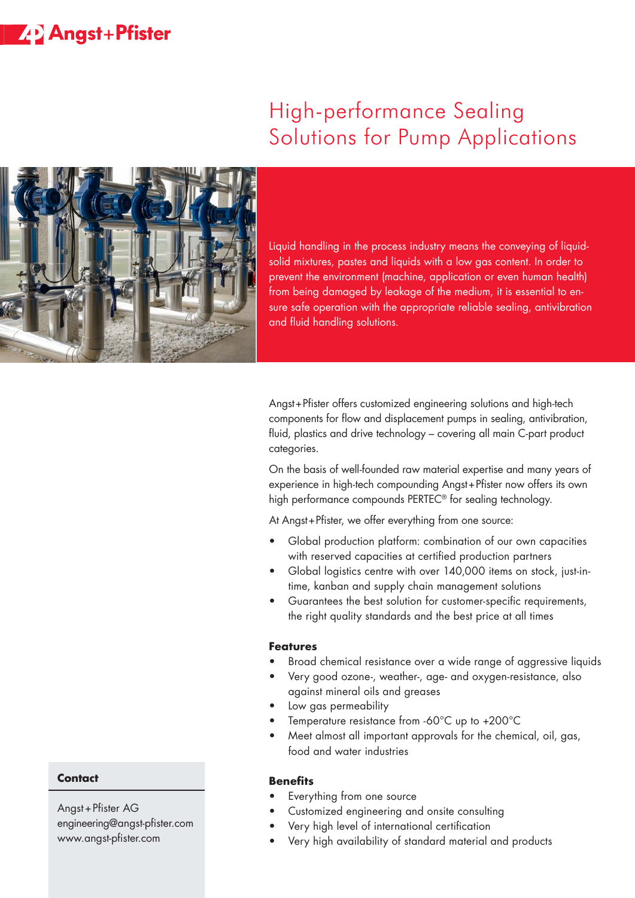Angst+Pfister

# High-performance Sealing Solutions for Pump Applications

Liquid handling in the process industry means the conveying of liquid-solid mixtures, pastes and liquids with a low gas content. In order to prevent the environment (machine, application or even human health) from being damaged by leakage of the medium, it is essential to ensure safe operation with the appropriate reliable sealing, antivibration and fluid handling solutions.

Angst+Pfister offers customized engineering solutions and high-tech components for flow and displacement pumps in sealing, antivibration, fluid, plastics and drive technology – covering all main C-part product categories.

On the basis of well-founded raw material expertise and many years of experience in high-tech compounding Angst+Pfister now offers its own high performance compounds PERTEC® for sealing technology.

At Angst+Pfister, we offer everything from one source:

- Global production platform: combination of our own capacities with reserved capacities at certified production partners
- Global logistics centre with over 140,000 items on stock, just-in-time, kanban and supply chain management solutions
- Guarantees the best solution for customer-specific requirements, the right quality standards and the best price at all times

**Features**

- Broad chemical resistance over a wide range of aggressive liquids
- Very good ozone-, weather-, age- and oxygen-resistance, also against mineral oils and greases
- Low gas permeability
- Temperature resistance from -60°C up to +200°C
- Meet almost all important approvals for the chemical, oil, gas, food and water industries

**Benefits**

- Everything from one source
- Customized engineering and onsite consulting
- Very high level of international certification
- Very high availability of standard material and products

**Contact**

Angst+Pfister AG
engineering@angst-pfister.com
www.angst-pfister.com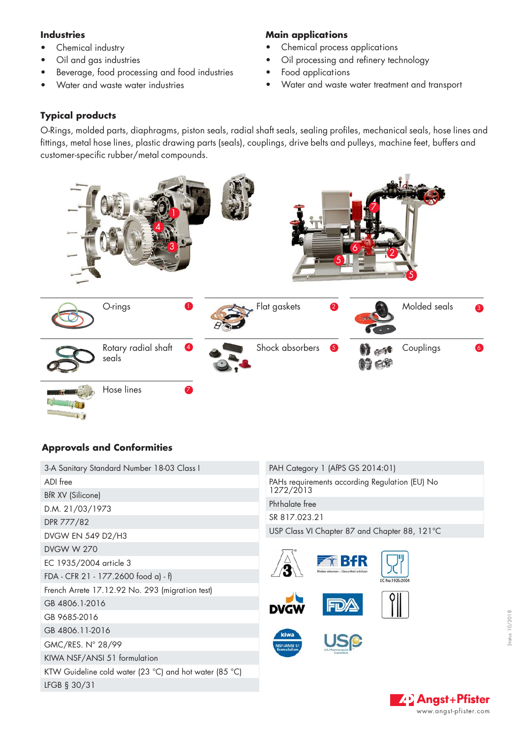## Industries

- Chemical industry
- Oil and gas industries
- Beverage, food processing and food industries
- Water and waste water industries

## Main applications

- Chemical process applications
- Oil processing and refinery technology
- Food applications
- Water and waste water treatment and transport

## Typical products

O-Rings, molded parts, diaphragms, piston seals, radial shaft seals, sealing profiles, mechanical seals, hose lines and fittings, metal hose lines, plastic drawing parts (seals), couplings, drive belts and pulleys, machine feet, buffers and customer-specific rubber/metal compounds.

| | | |
|---|---|---|
| O-rings (1) | Flat gaskets (2) | Molded seals (3) |
| Rotary radial shaft seals (4) | Shock absorbers (5) | Couplings (6) |
| Hose lines (7) | | |

## Approvals and Conformities

| | |
|---|---|
| 3-A Sanitary Standard Number 18-03 Class I | PAH Category 1 (AfPS GS 2014:01) |
| ADI free | PAHs requirements according Regulation (EU) No 1272/2013 |
| BfR XV (Silicone) | Phthalate free |
| D.M. 21/03/1973 | SR 817.023.21 |
| DPR 777/82 | USP Class VI Chapter 87 and Chapter 88, 121°C |
| DVGW EN 549 D2/H3 | |
| DVGW W 270 | |
| EC 1935/2004 article 3 | |
| FDA - CFR 21 - 177.2600 food a) - f) | |
| French Arrete 17.12.92 No. 293 (migration test) | |
| GB 4806.1-2016 | |
| GB 9685-2016 | |
| GB 4806.11-2016 | |
| GMC/RES. N° 28/99 | |
| KIWA NSF/ANSI 51 formulation | |
| KTW Guideline cold water (23 °C) and hot water (85 °C) | |
| LFGB § 30/31 | |

Status 10/2018

Angst+Pfister
www.angst-pfister.com